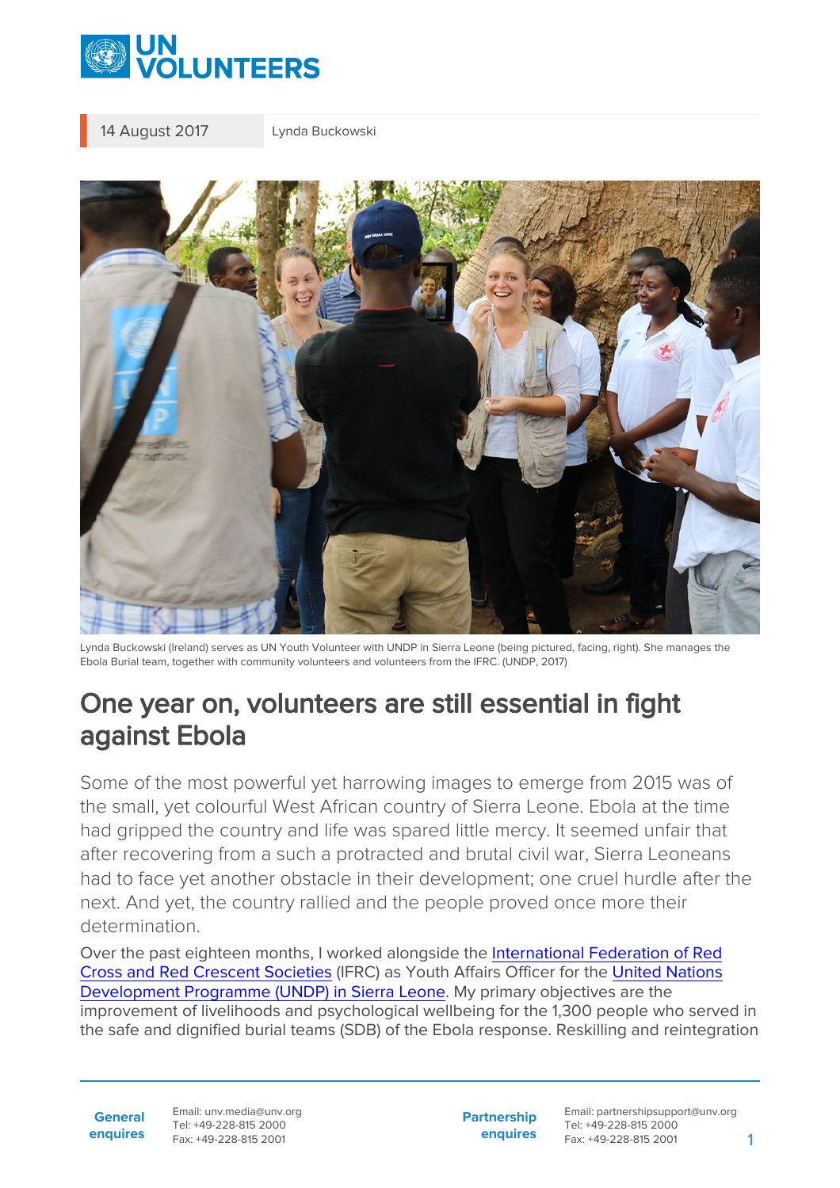14 August 2017 | Lynda Buckowski

Lynda Buckowski (Ireland) serves as UN Youth Volunteer with UNDP in Sierra Leone (being pictured, facing, right). She manages the Ebola Burial team, together with community volunteers and volunteers from the IFRC. (UNDP, 2017)

# One year on, volunteers are still essential in fight against Ebola

Some of the most powerful yet harrowing images to emerge from 2015 was of the small, yet colourful West African country of Sierra Leone. Ebola at the time had gripped the country and life was spared little mercy. It seemed unfair that after recovering from a such a protracted and brutal civil war, Sierra Leoneans had to face yet another obstacle in their development; one cruel hurdle after the next. And yet, the country rallied and the people proved once more their determination.

Over the past eighteen months, I worked alongside the International Federation of Red Cross and Red Crescent Societies (IFRC) as Youth Affairs Officer for the United Nations Development Programme (UNDP) in Sierra Leone. My primary objectives are the improvement of livelihoods and psychological wellbeing for the 1,300 people who served in the safe and dignified burial teams (SDB) of the Ebola response. Reskilling and reintegration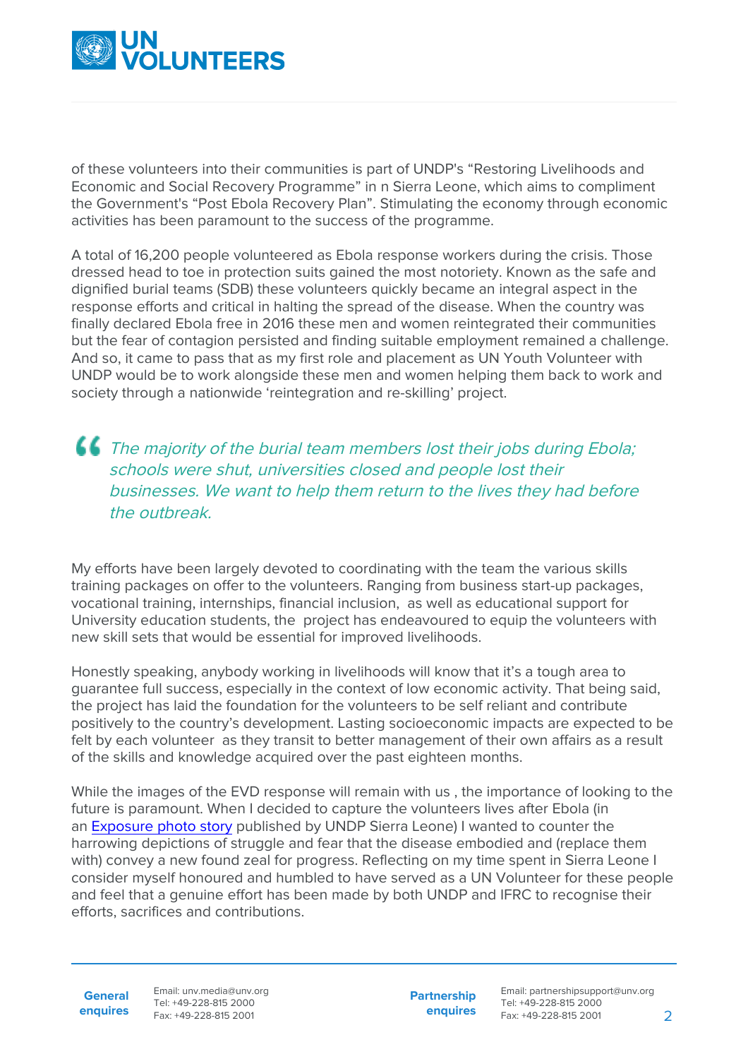of these volunteers into their communities is part of UNDP's “Restoring Livelihoods and Economic and Social Recovery Programme” in n Sierra Leone, which aims to compliment the Government's “Post Ebola Recovery Plan”. Stimulating the economy through economic activities has been paramount to the success of the programme.

A total of 16,200 people volunteered as Ebola response workers during the crisis. Those dressed head to toe in protection suits gained the most notoriety. Known as the safe and dignified burial teams (SDB) these volunteers quickly became an integral aspect in the response efforts and critical in halting the spread of the disease. When the country was finally declared Ebola free in 2016 these men and women reintegrated their communities but the fear of contagion persisted and finding suitable employment remained a challenge. And so, it came to pass that as my first role and placement as UN Youth Volunteer with UNDP would be to work alongside these men and women helping them back to work and society through a nationwide ‘reintegration and re-skilling’ project.

> *The majority of the burial team members lost their jobs during Ebola; schools were shut, universities closed and people lost their businesses. We want to help them return to the lives they had before the outbreak.*

My efforts have been largely devoted to coordinating with the team the various skills training packages on offer to the volunteers. Ranging from business start-up packages, vocational training, internships, financial inclusion, as well as educational support for University education students, the project has endeavoured to equip the volunteers with new skill sets that would be essential for improved livelihoods.

Honestly speaking, anybody working in livelihoods will know that it’s a tough area to guarantee full success, especially in the context of low economic activity. That being said, the project has laid the foundation for the volunteers to be self reliant and contribute positively to the country’s development. Lasting socioeconomic impacts are expected to be felt by each volunteer as they transit to better management of their own affairs as a result of the skills and knowledge acquired over the past eighteen months.

While the images of the EVD response will remain with us , the importance of looking to the future is paramount. When I decided to capture the volunteers lives after Ebola (in an Exposure photo story published by UNDP Sierra Leone) I wanted to counter the harrowing depictions of struggle and fear that the disease embodied and (replace them with) convey a new found zeal for progress. Reflecting on my time spent in Sierra Leone I consider myself honoured and humbled to have served as a UN Volunteer for these people and feel that a genuine effort has been made by both UNDP and IFRC to recognise their efforts, sacrifices and contributions.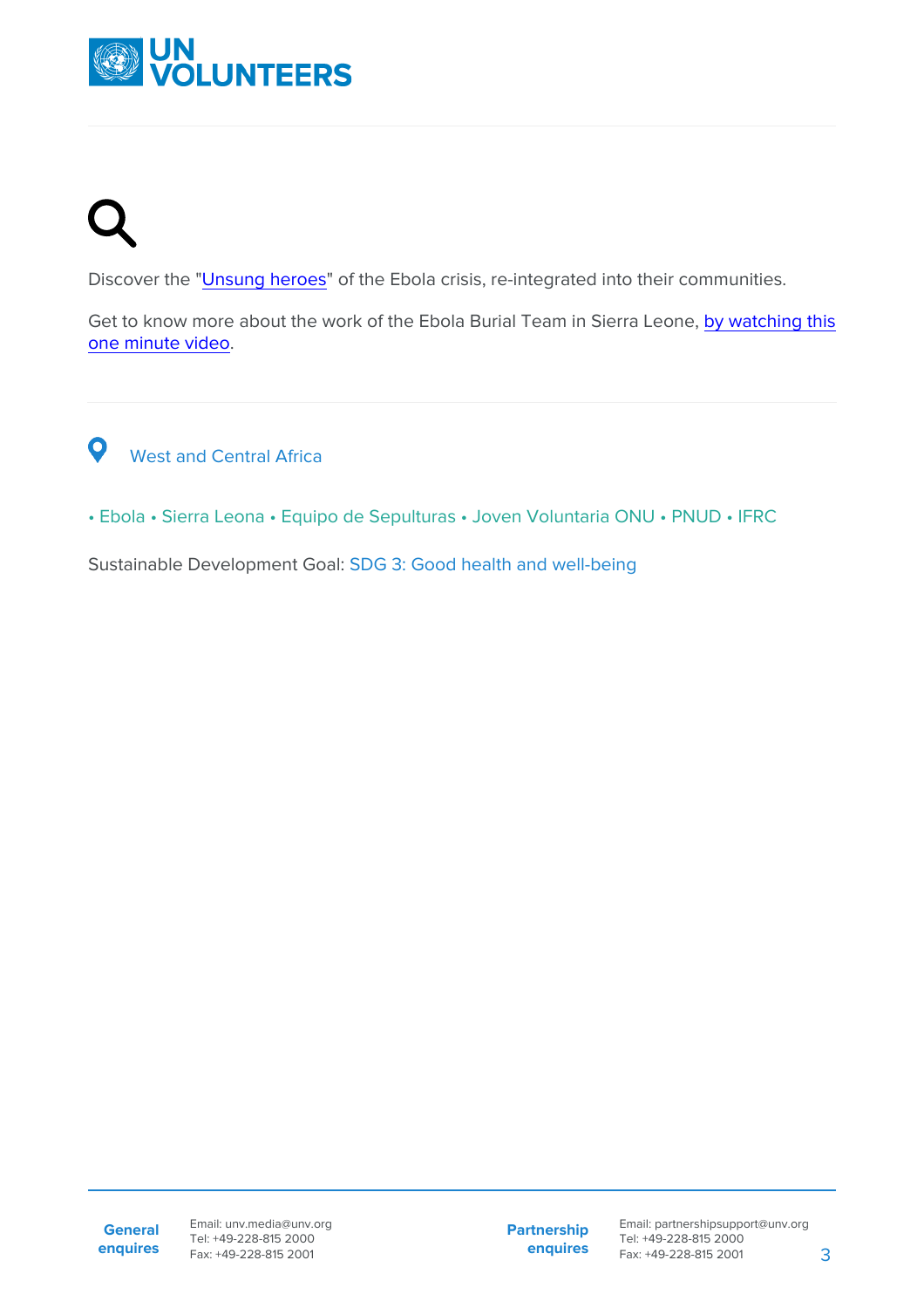Discover the "Unsung heroes" of the Ebola crisis, re-integrated into their communities.

Get to know more about the work of the Ebola Burial Team in Sierra Leone, by watching this one minute video.

West and Central Africa

• Ebola • Sierra Leona • Equipo de Sepulturas • Joven Voluntaria ONU • PNUD • IFRC

Sustainable Development Goal: SDG 3: Good health and well-being